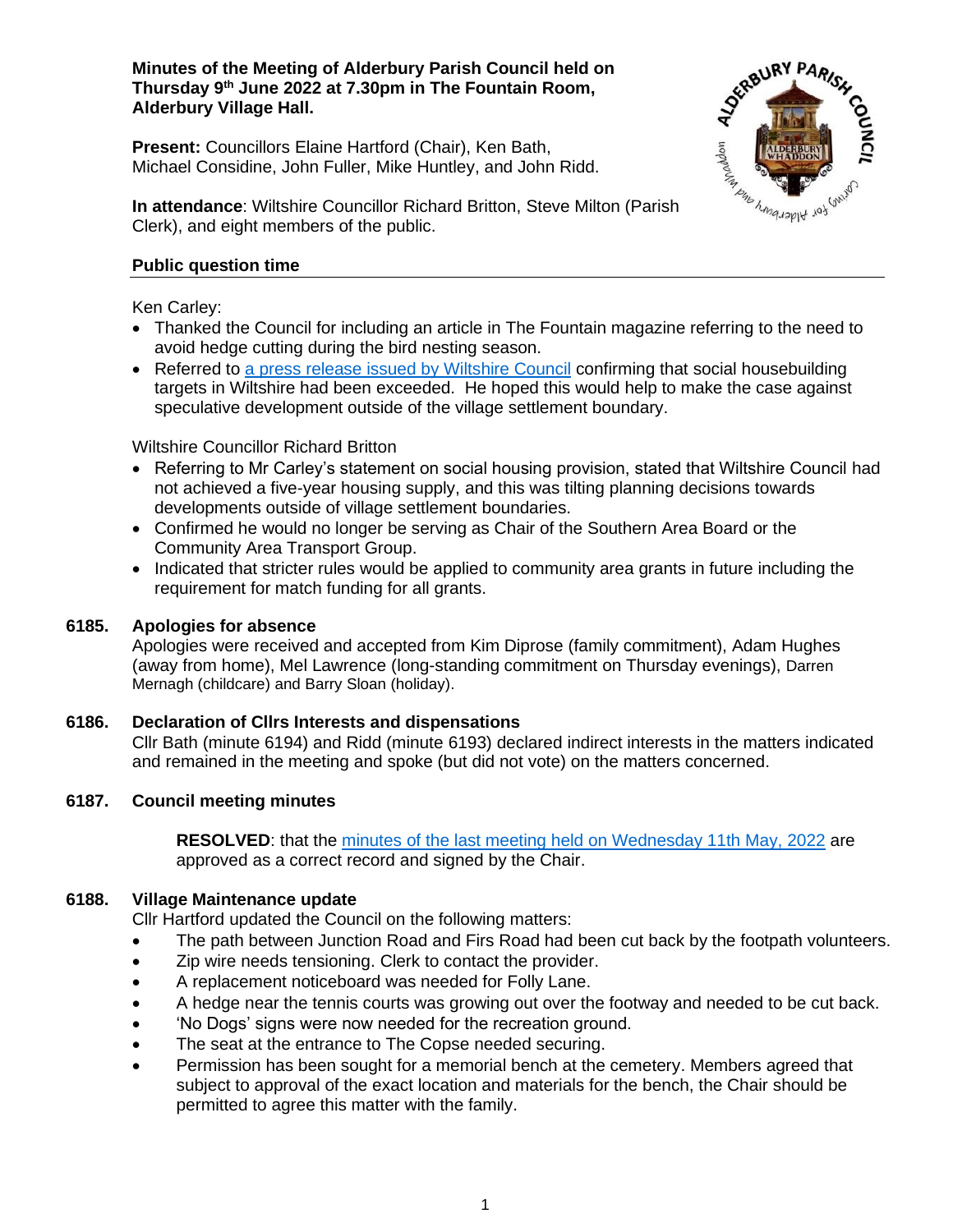**Minutes of the Meeting of Alderbury Parish Council held on Thursday 9th June 2022 at 7.30pm in The Fountain Room, Alderbury Village Hall.**

**Present:** Councillors Elaine Hartford (Chair), Ken Bath, Michael Considine, John Fuller, Mike Huntley, and John Ridd.

**In attendance**: Wiltshire Councillor Richard Britton, Steve Milton (Parish Clerk), and eight members of the public.

## Public question time

Ken Carley:

- Thanked the Council for including an article in The Fountain magazine referring to the need to avoid hedge cutting during the bird nesting season.
- Referred to a press release issued by Wiltshire Council confirming that social housebuilding targets in Wiltshire had been exceeded. He hoped this would help to make the case against speculative development outside of the village settlement boundary.

Wiltshire Councillor Richard Britton

- Referring to Mr Carley's statement on social housing provision, stated that Wiltshire Council had not achieved a five-year housing supply, and this was tilting planning decisions towards developments outside of village settlement boundaries.
- Confirmed he would no longer be serving as Chair of the Southern Area Board or the Community Area Transport Group.
- Indicated that stricter rules would be applied to community area grants in future including the requirement for match funding for all grants.

## 6185. Apologies for absence

Apologies were received and accepted from Kim Diprose (family commitment), Adam Hughes (away from home), Mel Lawrence (long-standing commitment on Thursday evenings), Darren Mernagh (childcare) and Barry Sloan (holiday).

## 6186. Declaration of Cllrs Interests and dispensations

Cllr Bath (minute 6194) and Ridd (minute 6193) declared indirect interests in the matters indicated and remained in the meeting and spoke (but did not vote) on the matters concerned.

## 6187. Council meeting minutes

**RESOLVED**: that the minutes of the last meeting held on Wednesday 11th May, 2022 are approved as a correct record and signed by the Chair.

## 6188. Village Maintenance update

Cllr Hartford updated the Council on the following matters:

- The path between Junction Road and Firs Road had been cut back by the footpath volunteers.
- Zip wire needs tensioning. Clerk to contact the provider.
- A replacement noticeboard was needed for Folly Lane.
- A hedge near the tennis courts was growing out over the footway and needed to be cut back.
- 'No Dogs' signs were now needed for the recreation ground.
- The seat at the entrance to The Copse needed securing.
- Permission has been sought for a memorial bench at the cemetery. Members agreed that subject to approval of the exact location and materials for the bench, the Chair should be permitted to agree this matter with the family.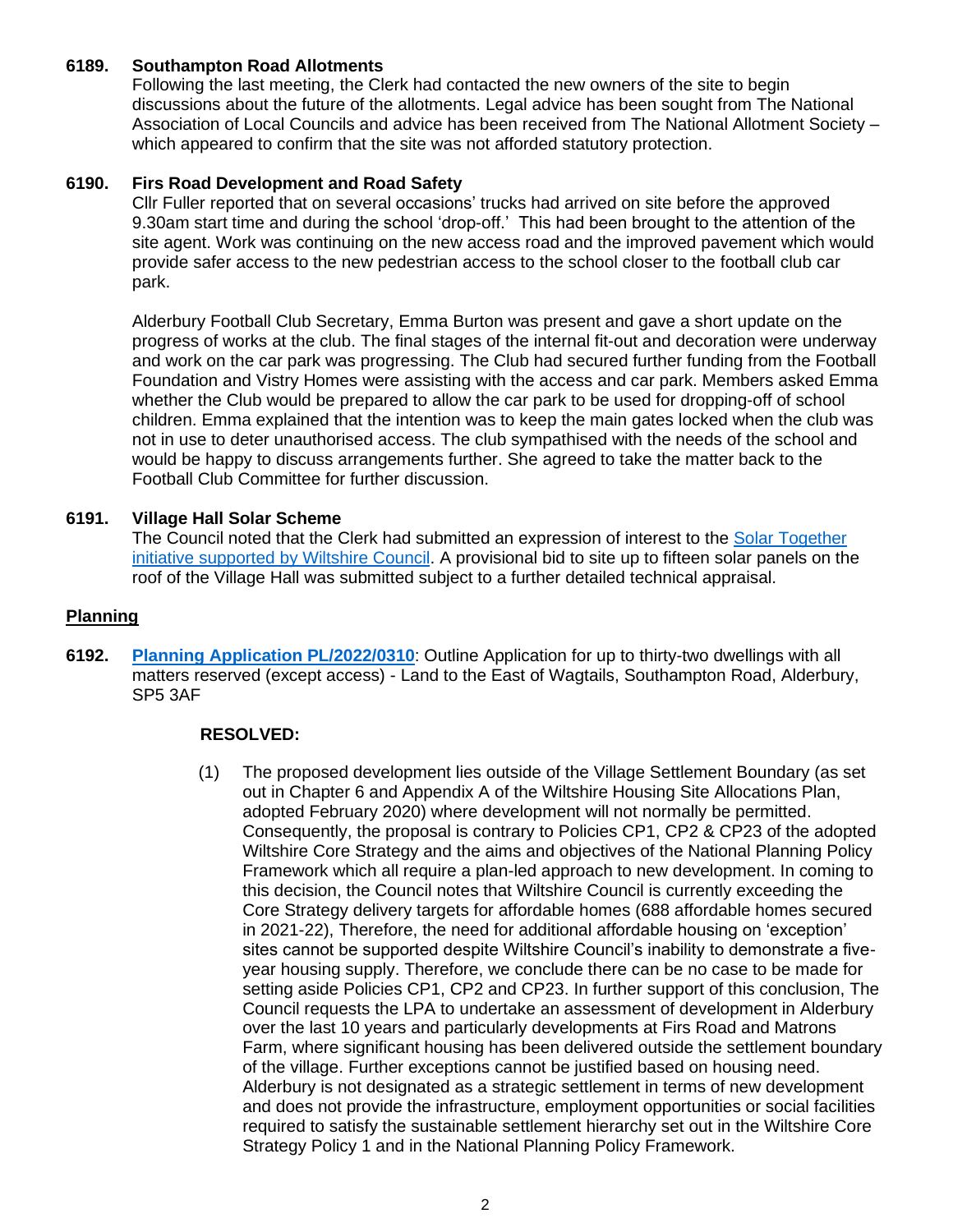**6189. Southampton Road Allotments**

Following the last meeting, the Clerk had contacted the new owners of the site to begin discussions about the future of the allotments. Legal advice has been sought from The National Association of Local Councils and advice has been received from The National Allotment Society – which appeared to confirm that the site was not afforded statutory protection.

**6190. Firs Road Development and Road Safety**

Cllr Fuller reported that on several occasions' trucks had arrived on site before the approved 9.30am start time and during the school 'drop-off.' This had been brought to the attention of the site agent. Work was continuing on the new access road and the improved pavement which would provide safer access to the new pedestrian access to the school closer to the football club car park.

Alderbury Football Club Secretary, Emma Burton was present and gave a short update on the progress of works at the club. The final stages of the internal fit-out and decoration were underway and work on the car park was progressing. The Club had secured further funding from the Football Foundation and Vistry Homes were assisting with the access and car park. Members asked Emma whether the Club would be prepared to allow the car park to be used for dropping-off of school children. Emma explained that the intention was to keep the main gates locked when the club was not in use to deter unauthorised access. The club sympathised with the needs of the school and would be happy to discuss arrangements further. She agreed to take the matter back to the Football Club Committee for further discussion.

**6191. Village Hall Solar Scheme**

The Council noted that the Clerk had submitted an expression of interest to the Solar Together initiative supported by Wiltshire Council. A provisional bid to site up to fifteen solar panels on the roof of the Village Hall was submitted subject to a further detailed technical appraisal.

## Planning

**6192. Planning Application PL/2022/0310**: Outline Application for up to thirty-two dwellings with all matters reserved (except access) - Land to the East of Wagtails, Southampton Road, Alderbury, SP5 3AF

**RESOLVED:**

(1) The proposed development lies outside of the Village Settlement Boundary (as set out in Chapter 6 and Appendix A of the Wiltshire Housing Site Allocations Plan, adopted February 2020) where development will not normally be permitted. Consequently, the proposal is contrary to Policies CP1, CP2 & CP23 of the adopted Wiltshire Core Strategy and the aims and objectives of the National Planning Policy Framework which all require a plan-led approach to new development. In coming to this decision, the Council notes that Wiltshire Council is currently exceeding the Core Strategy delivery targets for affordable homes (688 affordable homes secured in 2021-22), Therefore, the need for additional affordable housing on 'exception' sites cannot be supported despite Wiltshire Council's inability to demonstrate a five-year housing supply. Therefore, we conclude there can be no case to be made for setting aside Policies CP1, CP2 and CP23. In further support of this conclusion, The Council requests the LPA to undertake an assessment of development in Alderbury over the last 10 years and particularly developments at Firs Road and Matrons Farm, where significant housing has been delivered outside the settlement boundary of the village. Further exceptions cannot be justified based on housing need. Alderbury is not designated as a strategic settlement in terms of new development and does not provide the infrastructure, employment opportunities or social facilities required to satisfy the sustainable settlement hierarchy set out in the Wiltshire Core Strategy Policy 1 and in the National Planning Policy Framework.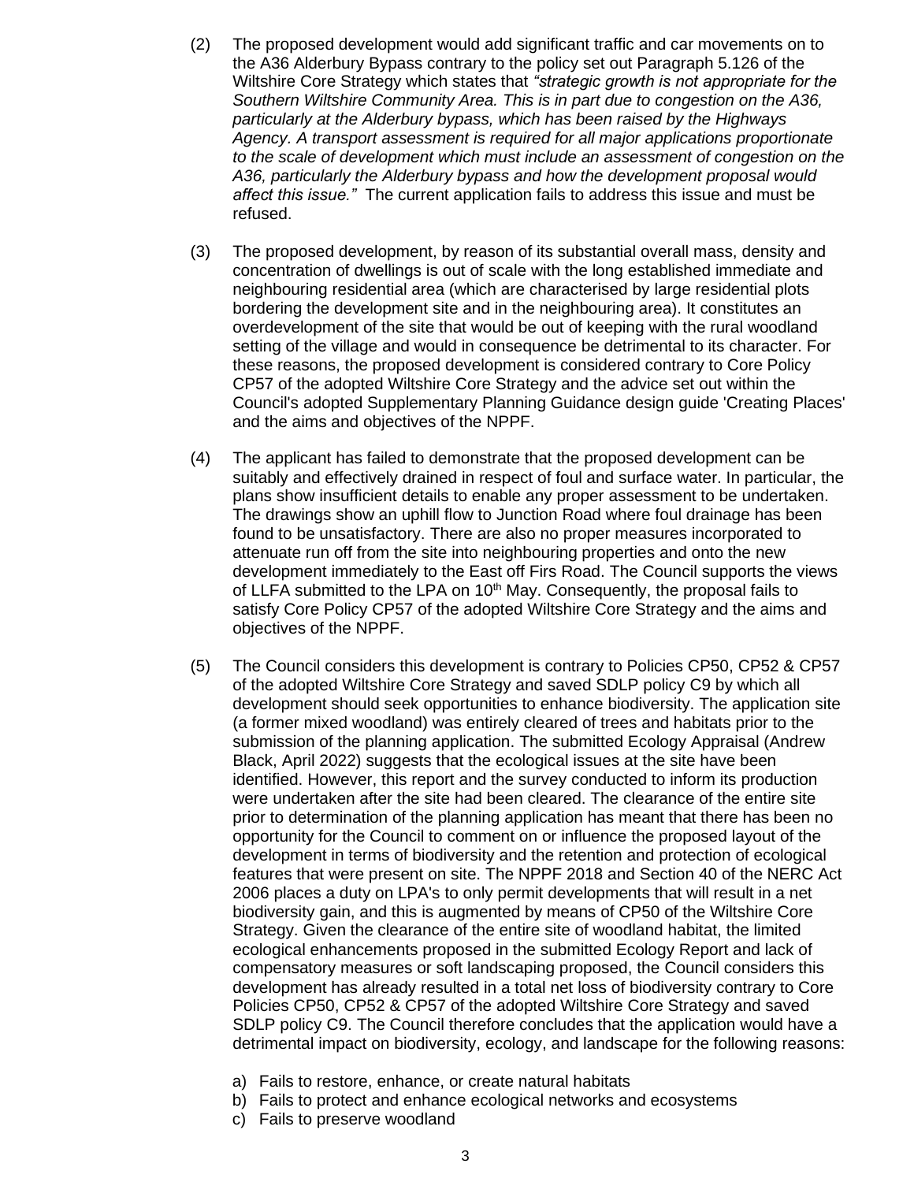(2) The proposed development would add significant traffic and car movements on to the A36 Alderbury Bypass contrary to the policy set out Paragraph 5.126 of the Wiltshire Core Strategy which states that *"strategic growth is not appropriate for the Southern Wiltshire Community Area. This is in part due to congestion on the A36, particularly at the Alderbury bypass, which has been raised by the Highways Agency. A transport assessment is required for all major applications proportionate to the scale of development which must include an assessment of congestion on the A36, particularly the Alderbury bypass and how the development proposal would affect this issue."* The current application fails to address this issue and must be refused.

(3) The proposed development, by reason of its substantial overall mass, density and concentration of dwellings is out of scale with the long established immediate and neighbouring residential area (which are characterised by large residential plots bordering the development site and in the neighbouring area). It constitutes an overdevelopment of the site that would be out of keeping with the rural woodland setting of the village and would in consequence be detrimental to its character. For these reasons, the proposed development is considered contrary to Core Policy CP57 of the adopted Wiltshire Core Strategy and the advice set out within the Council's adopted Supplementary Planning Guidance design guide 'Creating Places' and the aims and objectives of the NPPF.

(4) The applicant has failed to demonstrate that the proposed development can be suitably and effectively drained in respect of foul and surface water. In particular, the plans show insufficient details to enable any proper assessment to be undertaken. The drawings show an uphill flow to Junction Road where foul drainage has been found to be unsatisfactory. There are also no proper measures incorporated to attenuate run off from the site into neighbouring properties and onto the new development immediately to the East off Firs Road. The Council supports the views of LLFA submitted to the LPA on 10th May. Consequently, the proposal fails to satisfy Core Policy CP57 of the adopted Wiltshire Core Strategy and the aims and objectives of the NPPF.

(5) The Council considers this development is contrary to Policies CP50, CP52 & CP57 of the adopted Wiltshire Core Strategy and saved SDLP policy C9 by which all development should seek opportunities to enhance biodiversity. The application site (a former mixed woodland) was entirely cleared of trees and habitats prior to the submission of the planning application. The submitted Ecology Appraisal (Andrew Black, April 2022) suggests that the ecological issues at the site have been identified. However, this report and the survey conducted to inform its production were undertaken after the site had been cleared. The clearance of the entire site prior to determination of the planning application has meant that there has been no opportunity for the Council to comment on or influence the proposed layout of the development in terms of biodiversity and the retention and protection of ecological features that were present on site. The NPPF 2018 and Section 40 of the NERC Act 2006 places a duty on LPA's to only permit developments that will result in a net biodiversity gain, and this is augmented by means of CP50 of the Wiltshire Core Strategy. Given the clearance of the entire site of woodland habitat, the limited ecological enhancements proposed in the submitted Ecology Report and lack of compensatory measures or soft landscaping proposed, the Council considers this development has already resulted in a total net loss of biodiversity contrary to Core Policies CP50, CP52 & CP57 of the adopted Wiltshire Core Strategy and saved SDLP policy C9. The Council therefore concludes that the application would have a detrimental impact on biodiversity, ecology, and landscape for the following reasons:

a) Fails to restore, enhance, or create natural habitats
b) Fails to protect and enhance ecological networks and ecosystems
c) Fails to preserve woodland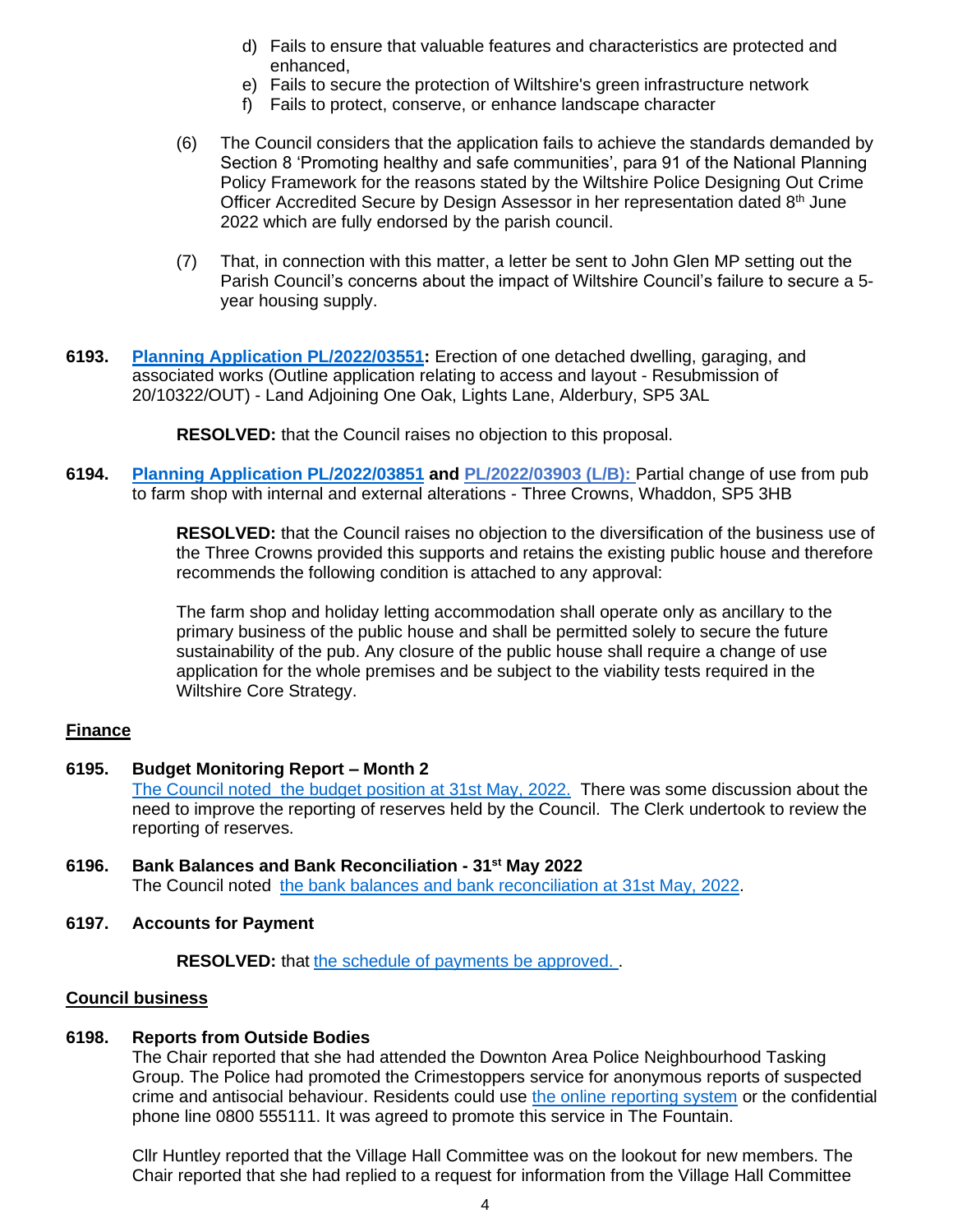d) Fails to ensure that valuable features and characteristics are protected and enhanced,
e) Fails to secure the protection of Wiltshire's green infrastructure network
f) Fails to protect, conserve, or enhance landscape character

(6) The Council considers that the application fails to achieve the standards demanded by Section 8 'Promoting healthy and safe communities', para 91 of the National Planning Policy Framework for the reasons stated by the Wiltshire Police Designing Out Crime Officer Accredited Secure by Design Assessor in her representation dated 8th June 2022 which are fully endorsed by the parish council.

(7) That, in connection with this matter, a letter be sent to John Glen MP setting out the Parish Council's concerns about the impact of Wiltshire Council's failure to secure a 5-year housing supply.

**6193. Planning Application PL/2022/03551:** Erection of one detached dwelling, garaging, and associated works (Outline application relating to access and layout - Resubmission of 20/10322/OUT) - Land Adjoining One Oak, Lights Lane, Alderbury, SP5 3AL

**RESOLVED:** that the Council raises no objection to this proposal.

**6194. Planning Application PL/2022/03851 and PL/2022/03903 (L/B):** Partial change of use from pub to farm shop with internal and external alterations - Three Crowns, Whaddon, SP5 3HB

**RESOLVED:** that the Council raises no objection to the diversification of the business use of the Three Crowns provided this supports and retains the existing public house and therefore recommends the following condition is attached to any approval:

The farm shop and holiday letting accommodation shall operate only as ancillary to the primary business of the public house and shall be permitted solely to secure the future sustainability of the pub. Any closure of the public house shall require a change of use application for the whole premises and be subject to the viability tests required in the Wiltshire Core Strategy.

## Finance

**6195. Budget Monitoring Report – Month 2**

The Council noted the budget position at 31st May, 2022. There was some discussion about the need to improve the reporting of reserves held by the Council. The Clerk undertook to review the reporting of reserves.

**6196. Bank Balances and Bank Reconciliation - 31st May 2022**

The Council noted the bank balances and bank reconciliation at 31st May, 2022.

**6197. Accounts for Payment**

**RESOLVED:** that the schedule of payments be approved. .

## Council business

**6198. Reports from Outside Bodies**

The Chair reported that she had attended the Downton Area Police Neighbourhood Tasking Group. The Police had promoted the Crimestoppers service for anonymous reports of suspected crime and antisocial behaviour. Residents could use the online reporting system or the confidential phone line 0800 555111. It was agreed to promote this service in The Fountain.

Cllr Huntley reported that the Village Hall Committee was on the lookout for new members. The Chair reported that she had replied to a request for information from the Village Hall Committee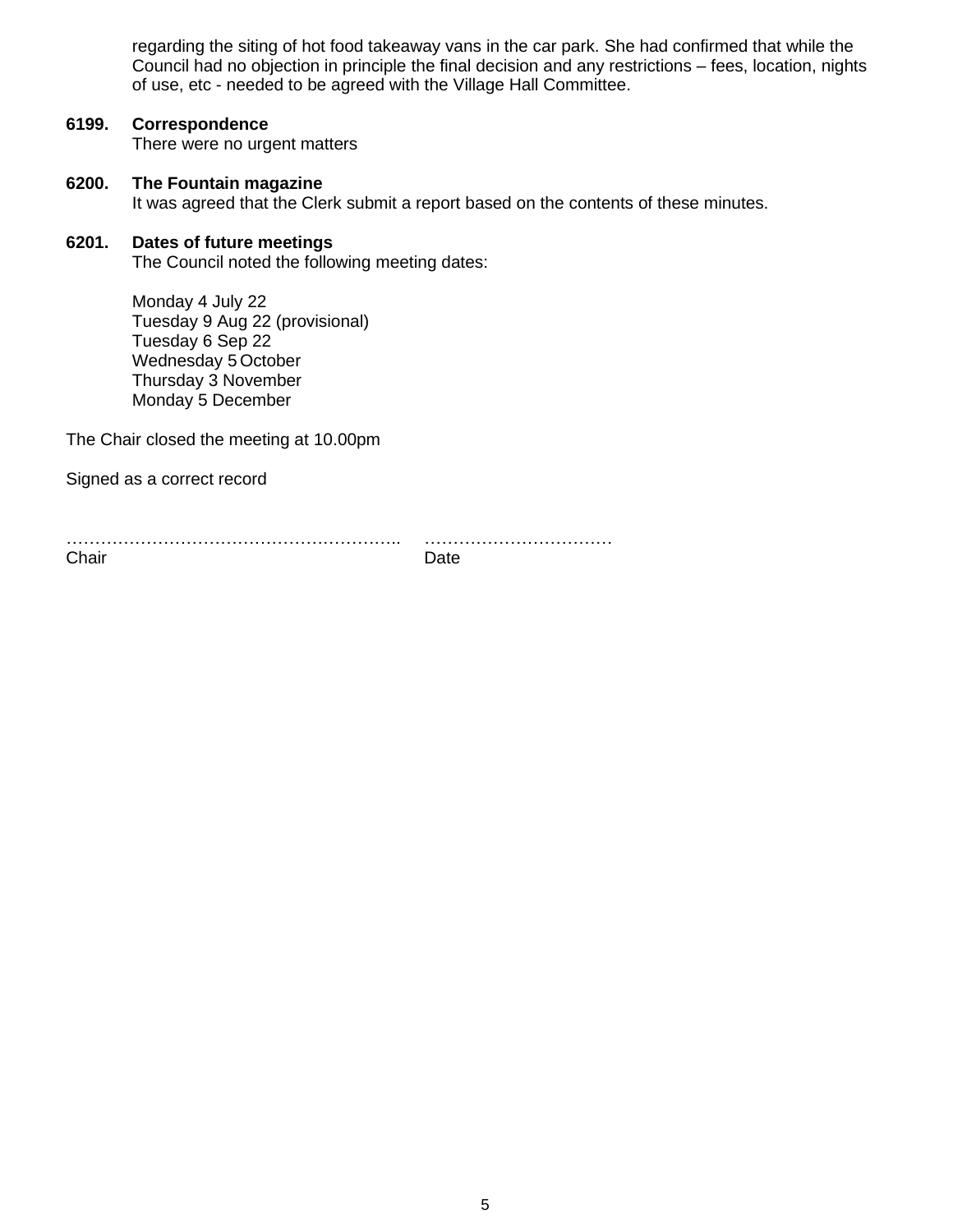regarding the siting of hot food takeaway vans in the car park. She had confirmed that while the Council had no objection in principle the final decision and any restrictions – fees, location, nights of use, etc - needed to be agreed with the Village Hall Committee.

**6199. Correspondence**

There were no urgent matters

**6200. The Fountain magazine**

It was agreed that the Clerk submit a report based on the contents of these minutes.

**6201. Dates of future meetings**

The Council noted the following meeting dates:

Monday 4 July 22
Tuesday 9 Aug 22 (provisional)
Tuesday 6 Sep 22
Wednesday 5 October
Thursday 3 November
Monday 5 December

The Chair closed the meeting at 10.00pm

Signed as a correct record

………………………………………………….. ……………………………
Chair Date